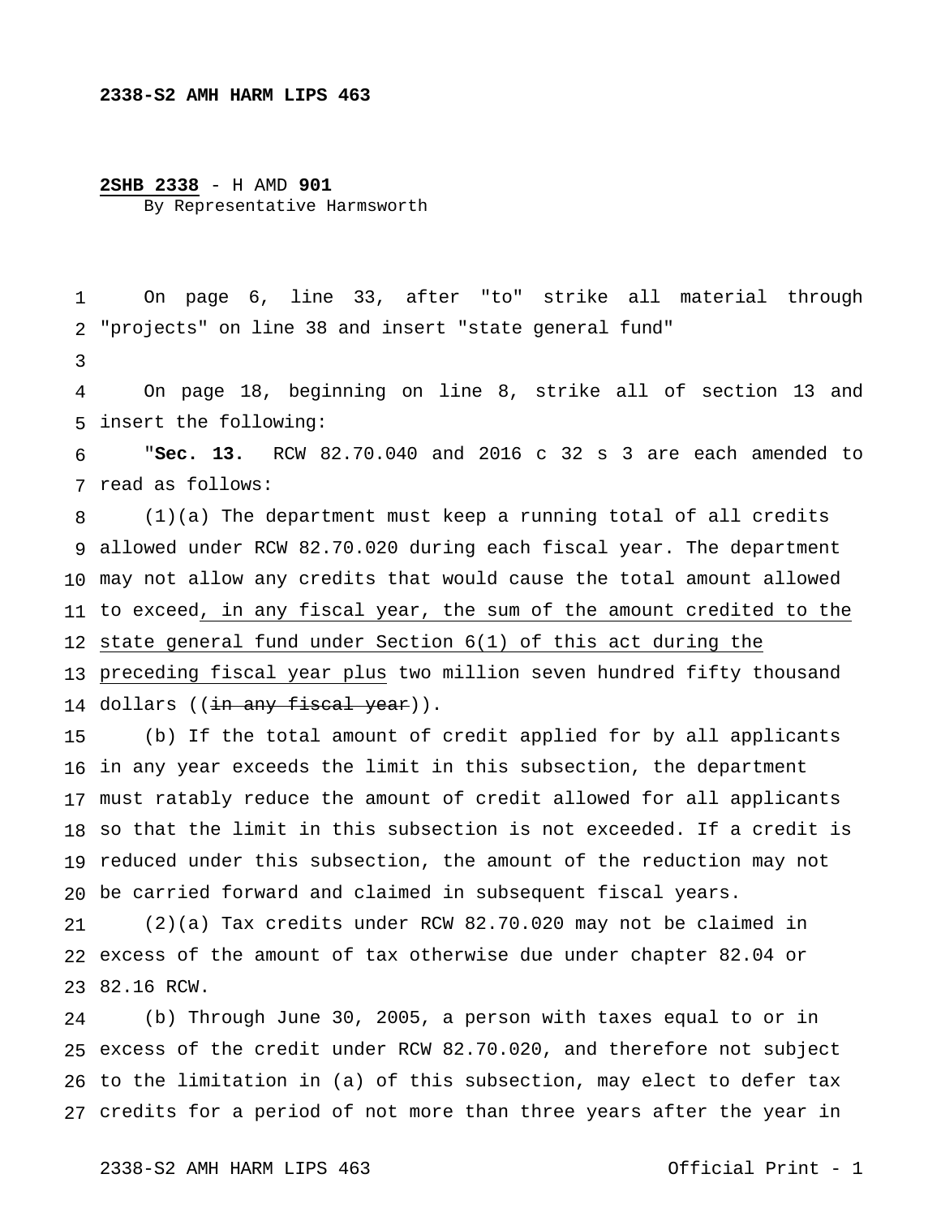**2338-S2 AMH HARM LIPS 463**

**2SHB 2338** - H AMD **901**
By Representative Harmsworth

On page 6, line 33, after "to" strike all material through "projects" on line 38 and insert "state general fund"

On page 18, beginning on line 8, strike all of section 13 and insert the following:

"**Sec. 13.** RCW 82.70.040 and 2016 c 32 s 3 are each amended to read as follows:

(1)(a) The department must keep a running total of all credits allowed under RCW 82.70.020 during each fiscal year. The department may not allow any credits that would cause the total amount allowed to exceed, in any fiscal year, the sum of the amount credited to the state general fund under Section 6(1) of this act during the preceding fiscal year plus two million seven hundred fifty thousand dollars ((~~in any fiscal year~~)).

(b) If the total amount of credit applied for by all applicants in any year exceeds the limit in this subsection, the department must ratably reduce the amount of credit allowed for all applicants so that the limit in this subsection is not exceeded. If a credit is reduced under this subsection, the amount of the reduction may not be carried forward and claimed in subsequent fiscal years.

(2)(a) Tax credits under RCW 82.70.020 may not be claimed in excess of the amount of tax otherwise due under chapter 82.04 or 82.16 RCW.

(b) Through June 30, 2005, a person with taxes equal to or in excess of the credit under RCW 82.70.020, and therefore not subject to the limitation in (a) of this subsection, may elect to defer tax credits for a period of not more than three years after the year in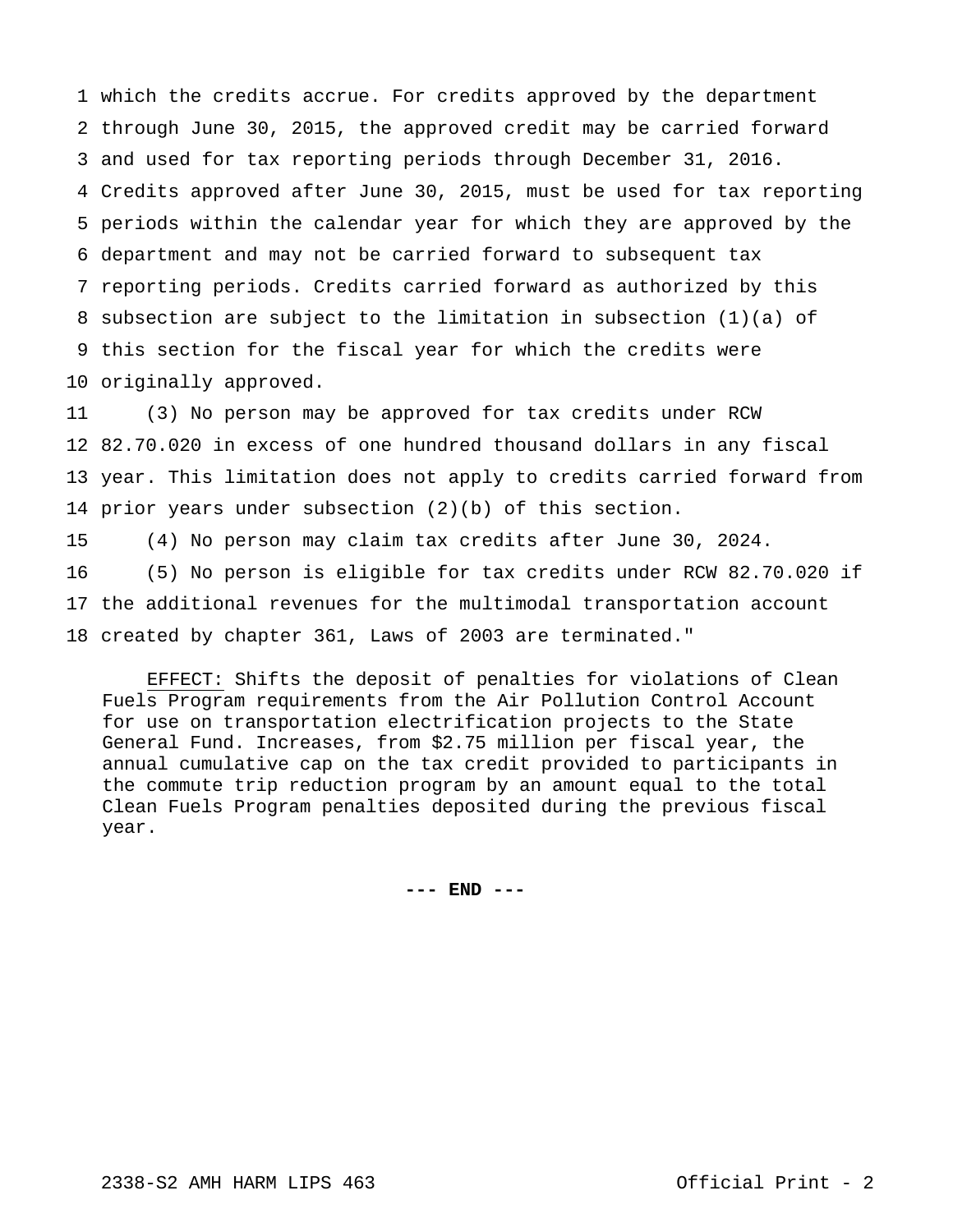which the credits accrue. For credits approved by the department through June 30, 2015, the approved credit may be carried forward and used for tax reporting periods through December 31, 2016. Credits approved after June 30, 2015, must be used for tax reporting periods within the calendar year for which they are approved by the department and may not be carried forward to subsequent tax reporting periods. Credits carried forward as authorized by this subsection are subject to the limitation in subsection (1)(a) of this section for the fiscal year for which the credits were originally approved.

(3) No person may be approved for tax credits under RCW 82.70.020 in excess of one hundred thousand dollars in any fiscal year. This limitation does not apply to credits carried forward from prior years under subsection (2)(b) of this section.

(4) No person may claim tax credits after June 30, 2024.

(5) No person is eligible for tax credits under RCW 82.70.020 if the additional revenues for the multimodal transportation account created by chapter 361, Laws of 2003 are terminated."

EFFECT: Shifts the deposit of penalties for violations of Clean Fuels Program requirements from the Air Pollution Control Account for use on transportation electrification projects to the State General Fund. Increases, from $2.75 million per fiscal year, the annual cumulative cap on the tax credit provided to participants in the commute trip reduction program by an amount equal to the total Clean Fuels Program penalties deposited during the previous fiscal year.

**--- END ---**

2338-S2 AMH HARM LIPS 463